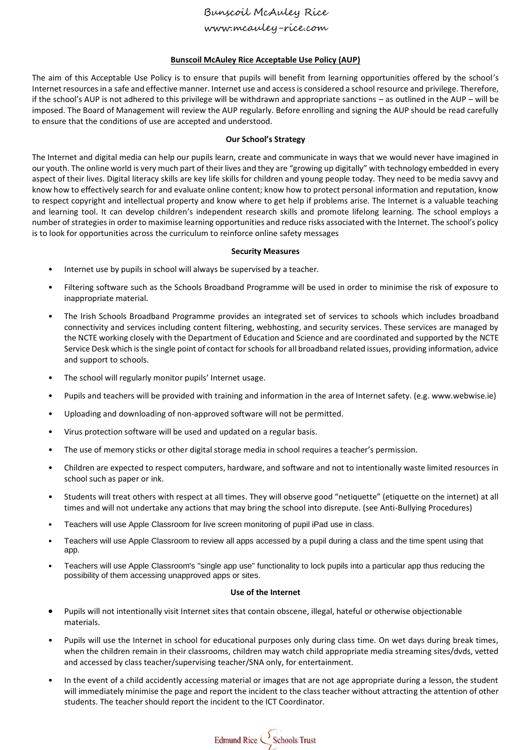Bunscoil McAuley Rice
www.mcauley-rice.com

# Bunscoil McAuley Rice Acceptable Use Policy (AUP)

The aim of this Acceptable Use Policy is to ensure that pupils will benefit from learning opportunities offered by the school's Internet resources in a safe and effective manner. Internet use and access is considered a school resource and privilege. Therefore, if the school's AUP is not adhered to this privilege will be withdrawn and appropriate sanctions – as outlined in the AUP – will be imposed. The Board of Management will review the AUP regularly. Before enrolling and signing the AUP should be read carefully to ensure that the conditions of use are accepted and understood.

## Our School's Strategy

The Internet and digital media can help our pupils learn, create and communicate in ways that we would never have imagined in our youth. The online world is very much part of their lives and they are "growing up digitally" with technology embedded in every aspect of their lives. Digital literacy skills are key life skills for children and young people today. They need to be media savvy and know how to effectively search for and evaluate online content; know how to protect personal information and reputation, know to respect copyright and intellectual property and know where to get help if problems arise. The Internet is a valuable teaching and learning tool. It can develop children's independent research skills and promote lifelong learning. The school employs a number of strategies in order to maximise learning opportunities and reduce risks associated with the Internet. The school's policy is to look for opportunities across the curriculum to reinforce online safety messages

## Security Measures

- Internet use by pupils in school will always be supervised by a teacher.
- Filtering software such as the Schools Broadband Programme will be used in order to minimise the risk of exposure to inappropriate material.
- The Irish Schools Broadband Programme provides an integrated set of services to schools which includes broadband connectivity and services including content filtering, webhosting, and security services. These services are managed by the NCTE working closely with the Department of Education and Science and are coordinated and supported by the NCTE Service Desk which is the single point of contact for schools for all broadband related issues, providing information, advice and support to schools.
- The school will regularly monitor pupils' Internet usage.
- Pupils and teachers will be provided with training and information in the area of Internet safety. (e.g. www.webwise.ie)
- Uploading and downloading of non-approved software will not be permitted.
- Virus protection software will be used and updated on a regular basis.
- The use of memory sticks or other digital storage media in school requires a teacher's permission.
- Children are expected to respect computers, hardware, and software and not to intentionally waste limited resources in school such as paper or ink.
- Students will treat others with respect at all times. They will observe good "netiquette" (etiquette on the internet) at all times and will not undertake any actions that may bring the school into disrepute. (see Anti-Bullying Procedures)
- Teachers will use Apple Classroom for live screen monitoring of pupil iPad use in class.
- Teachers will use Apple Classroom to review all apps accessed by a pupil during a class and the time spent using that app.
- Teachers will use Apple Classroom's "single app use" functionality to lock pupils into a particular app thus reducing the possibility of them accessing unapproved apps or sites.

## Use of the Internet

- Pupils will not intentionally visit Internet sites that contain obscene, illegal, hateful or otherwise objectionable materials.
- Pupils will use the Internet in school for educational purposes only during class time. On wet days during break times, when the children remain in their classrooms, children may watch child appropriate media streaming sites/dvds, vetted and accessed by class teacher/supervising teacher/SNA only, for entertainment.
- In the event of a child accidently accessing material or images that are not age appropriate during a lesson, the student will immediately minimise the page and report the incident to the class teacher without attracting the attention of other students. The teacher should report the incident to the ICT Coordinator.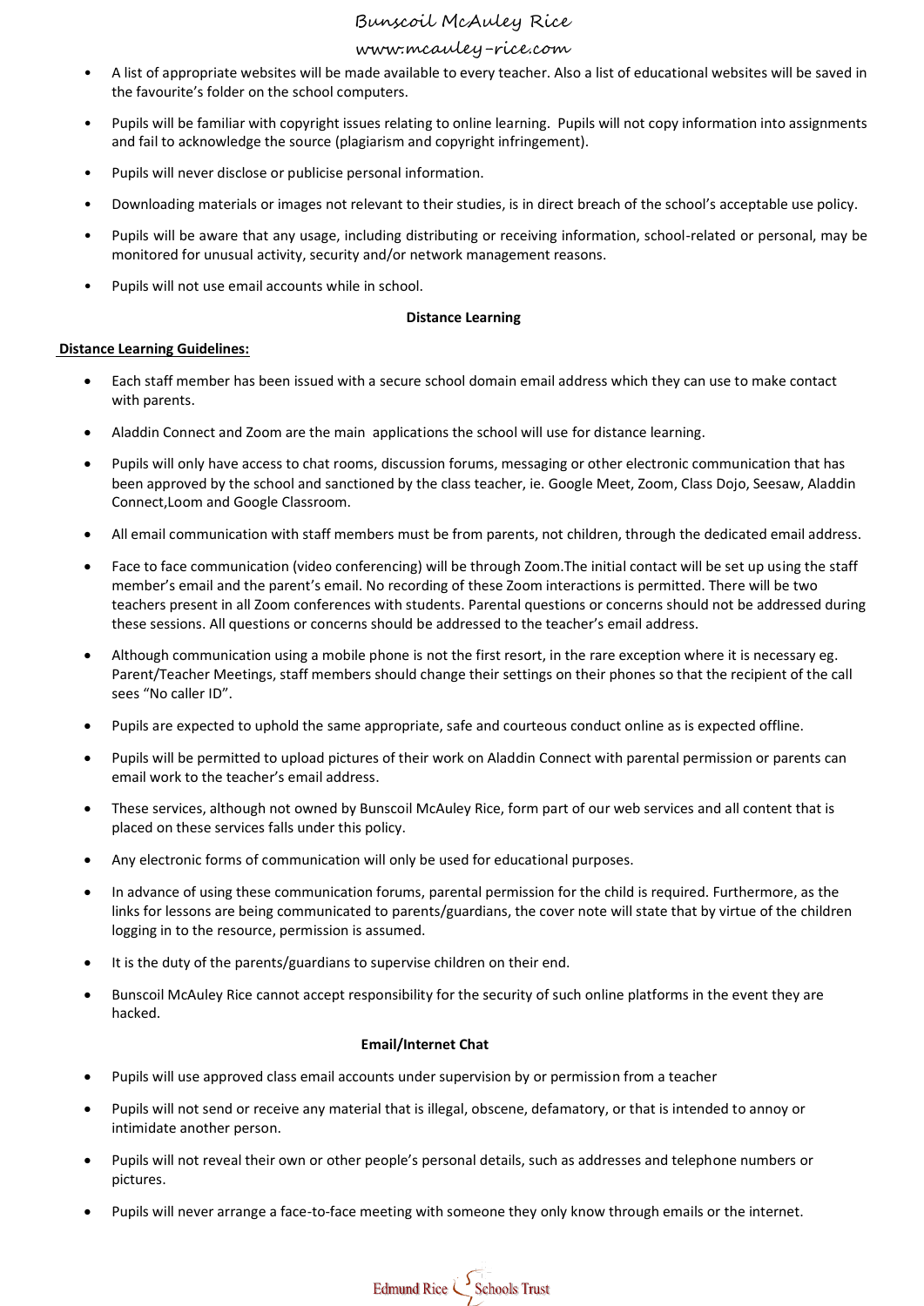- A list of appropriate websites will be made available to every teacher. Also a list of educational websites will be saved in the favourite's folder on the school computers.
- Pupils will be familiar with copyright issues relating to online learning. Pupils will not copy information into assignments and fail to acknowledge the source (plagiarism and copyright infringement).
- Pupils will never disclose or publicise personal information.
- Downloading materials or images not relevant to their studies, is in direct breach of the school's acceptable use policy.
- Pupils will be aware that any usage, including distributing or receiving information, school-related or personal, may be monitored for unusual activity, security and/or network management reasons.
- Pupils will not use email accounts while in school.

**Distance Learning**

**Distance Learning Guidelines:**

- Each staff member has been issued with a secure school domain email address which they can use to make contact with parents.
- Aladdin Connect and Zoom are the main applications the school will use for distance learning.
- Pupils will only have access to chat rooms, discussion forums, messaging or other electronic communication that has been approved by the school and sanctioned by the class teacher, ie. Google Meet, Zoom, Class Dojo, Seesaw, Aladdin Connect,Loom and Google Classroom.
- All email communication with staff members must be from parents, not children, through the dedicated email address.
- Face to face communication (video conferencing) will be through Zoom.The initial contact will be set up using the staff member's email and the parent's email. No recording of these Zoom interactions is permitted. There will be two teachers present in all Zoom conferences with students. Parental questions or concerns should not be addressed during these sessions. All questions or concerns should be addressed to the teacher's email address.
- Although communication using a mobile phone is not the first resort, in the rare exception where it is necessary eg. Parent/Teacher Meetings, staff members should change their settings on their phones so that the recipient of the call sees "No caller ID".
- Pupils are expected to uphold the same appropriate, safe and courteous conduct online as is expected offline.
- Pupils will be permitted to upload pictures of their work on Aladdin Connect with parental permission or parents can email work to the teacher's email address.
- These services, although not owned by Bunscoil McAuley Rice, form part of our web services and all content that is placed on these services falls under this policy.
- Any electronic forms of communication will only be used for educational purposes.
- In advance of using these communication forums, parental permission for the child is required. Furthermore, as the links for lessons are being communicated to parents/guardians, the cover note will state that by virtue of the children logging in to the resource, permission is assumed.
- It is the duty of the parents/guardians to supervise children on their end.
- Bunscoil McAuley Rice cannot accept responsibility for the security of such online platforms in the event they are hacked.

**Email/Internet Chat**

- Pupils will use approved class email accounts under supervision by or permission from a teacher
- Pupils will not send or receive any material that is illegal, obscene, defamatory, or that is intended to annoy or intimidate another person.
- Pupils will not reveal their own or other people's personal details, such as addresses and telephone numbers or pictures.
- Pupils will never arrange a face-to-face meeting with someone they only know through emails or the internet.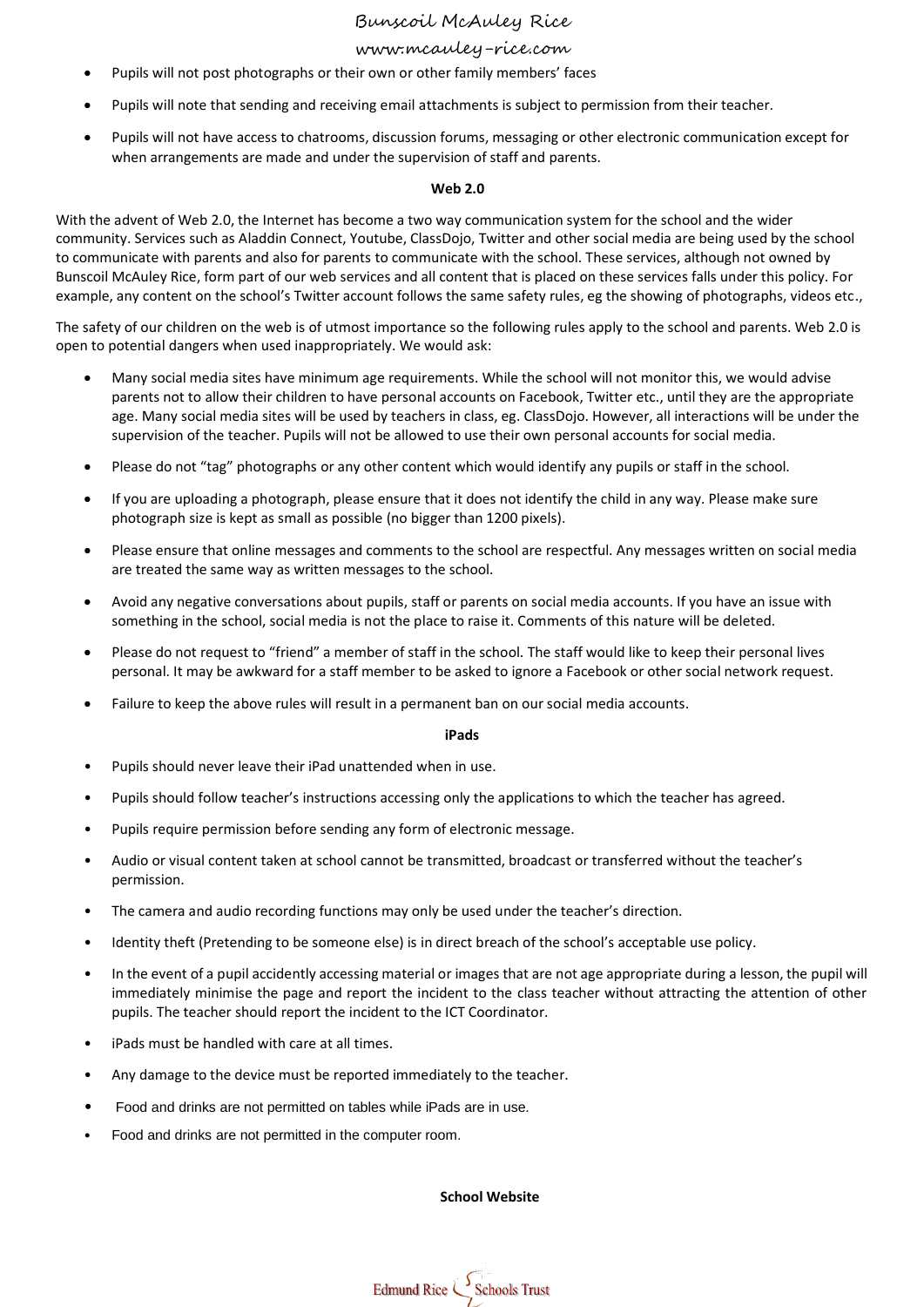- Pupils will not post photographs or their own or other family members' faces
- Pupils will note that sending and receiving email attachments is subject to permission from their teacher.
- Pupils will not have access to chatrooms, discussion forums, messaging or other electronic communication except for when arrangements are made and under the supervision of staff and parents.

### Web 2.0

With the advent of Web 2.0, the Internet has become a two way communication system for the school and the wider community. Services such as Aladdin Connect, Youtube, ClassDojo, Twitter and other social media are being used by the school to communicate with parents and also for parents to communicate with the school. These services, although not owned by Bunscoil McAuley Rice, form part of our web services and all content that is placed on these services falls under this policy. For example, any content on the school's Twitter account follows the same safety rules, eg the showing of photographs, videos etc.,

The safety of our children on the web is of utmost importance so the following rules apply to the school and parents. Web 2.0 is open to potential dangers when used inappropriately. We would ask:

- Many social media sites have minimum age requirements. While the school will not monitor this, we would advise parents not to allow their children to have personal accounts on Facebook, Twitter etc., until they are the appropriate age. Many social media sites will be used by teachers in class, eg. ClassDojo. However, all interactions will be under the supervision of the teacher. Pupils will not be allowed to use their own personal accounts for social media.
- Please do not "tag" photographs or any other content which would identify any pupils or staff in the school.
- If you are uploading a photograph, please ensure that it does not identify the child in any way. Please make sure photograph size is kept as small as possible (no bigger than 1200 pixels).
- Please ensure that online messages and comments to the school are respectful. Any messages written on social media are treated the same way as written messages to the school.
- Avoid any negative conversations about pupils, staff or parents on social media accounts. If you have an issue with something in the school, social media is not the place to raise it. Comments of this nature will be deleted.
- Please do not request to "friend" a member of staff in the school. The staff would like to keep their personal lives personal. It may be awkward for a staff member to be asked to ignore a Facebook or other social network request.
- Failure to keep the above rules will result in a permanent ban on our social media accounts.

### iPads

- Pupils should never leave their iPad unattended when in use.
- Pupils should follow teacher's instructions accessing only the applications to which the teacher has agreed.
- Pupils require permission before sending any form of electronic message.
- Audio or visual content taken at school cannot be transmitted, broadcast or transferred without the teacher's permission.
- The camera and audio recording functions may only be used under the teacher's direction.
- Identity theft (Pretending to be someone else) is in direct breach of the school's acceptable use policy.
- In the event of a pupil accidently accessing material or images that are not age appropriate during a lesson, the pupil will immediately minimise the page and report the incident to the class teacher without attracting the attention of other pupils. The teacher should report the incident to the ICT Coordinator.
- iPads must be handled with care at all times.
- Any damage to the device must be reported immediately to the teacher.
- Food and drinks are not permitted on tables while iPads are in use.
- Food and drinks are not permitted in the computer room.

### School Website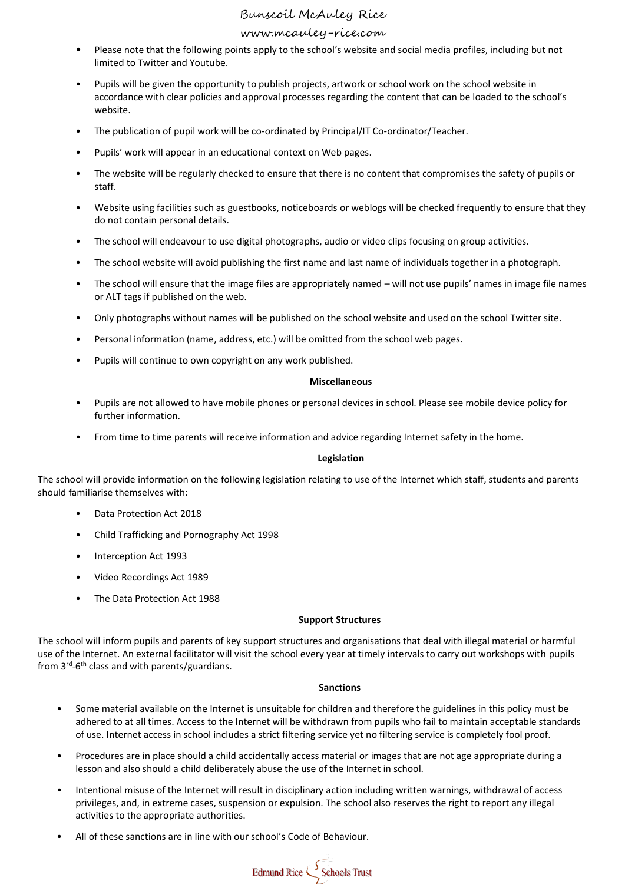- Please note that the following points apply to the school's website and social media profiles, including but not limited to Twitter and Youtube.
- Pupils will be given the opportunity to publish projects, artwork or school work on the school website in accordance with clear policies and approval processes regarding the content that can be loaded to the school's website.
- The publication of pupil work will be co-ordinated by Principal/IT Co-ordinator/Teacher.
- Pupils' work will appear in an educational context on Web pages.
- The website will be regularly checked to ensure that there is no content that compromises the safety of pupils or staff.
- Website using facilities such as guestbooks, noticeboards or weblogs will be checked frequently to ensure that they do not contain personal details.
- The school will endeavour to use digital photographs, audio or video clips focusing on group activities.
- The school website will avoid publishing the first name and last name of individuals together in a photograph.
- The school will ensure that the image files are appropriately named – will not use pupils' names in image file names or ALT tags if published on the web.
- Only photographs without names will be published on the school website and used on the school Twitter site.
- Personal information (name, address, etc.) will be omitted from the school web pages.
- Pupils will continue to own copyright on any work published.

**Miscellaneous**

- Pupils are not allowed to have mobile phones or personal devices in school. Please see mobile device policy for further information.
- From time to time parents will receive information and advice regarding Internet safety in the home.

**Legislation**

The school will provide information on the following legislation relating to use of the Internet which staff, students and parents should familiarise themselves with:

- Data Protection Act 2018
- Child Trafficking and Pornography Act 1998
- Interception Act 1993
- Video Recordings Act 1989
- The Data Protection Act 1988

**Support Structures**

The school will inform pupils and parents of key support structures and organisations that deal with illegal material or harmful use of the Internet. An external facilitator will visit the school every year at timely intervals to carry out workshops with pupils from 3rd-6th class and with parents/guardians.

**Sanctions**

- Some material available on the Internet is unsuitable for children and therefore the guidelines in this policy must be adhered to at all times. Access to the Internet will be withdrawn from pupils who fail to maintain acceptable standards of use. Internet access in school includes a strict filtering service yet no filtering service is completely fool proof.
- Procedures are in place should a child accidentally access material or images that are not age appropriate during a lesson and also should a child deliberately abuse the use of the Internet in school.
- Intentional misuse of the Internet will result in disciplinary action including written warnings, withdrawal of access privileges, and, in extreme cases, suspension or expulsion. The school also reserves the right to report any illegal activities to the appropriate authorities.
- All of these sanctions are in line with our school's Code of Behaviour.